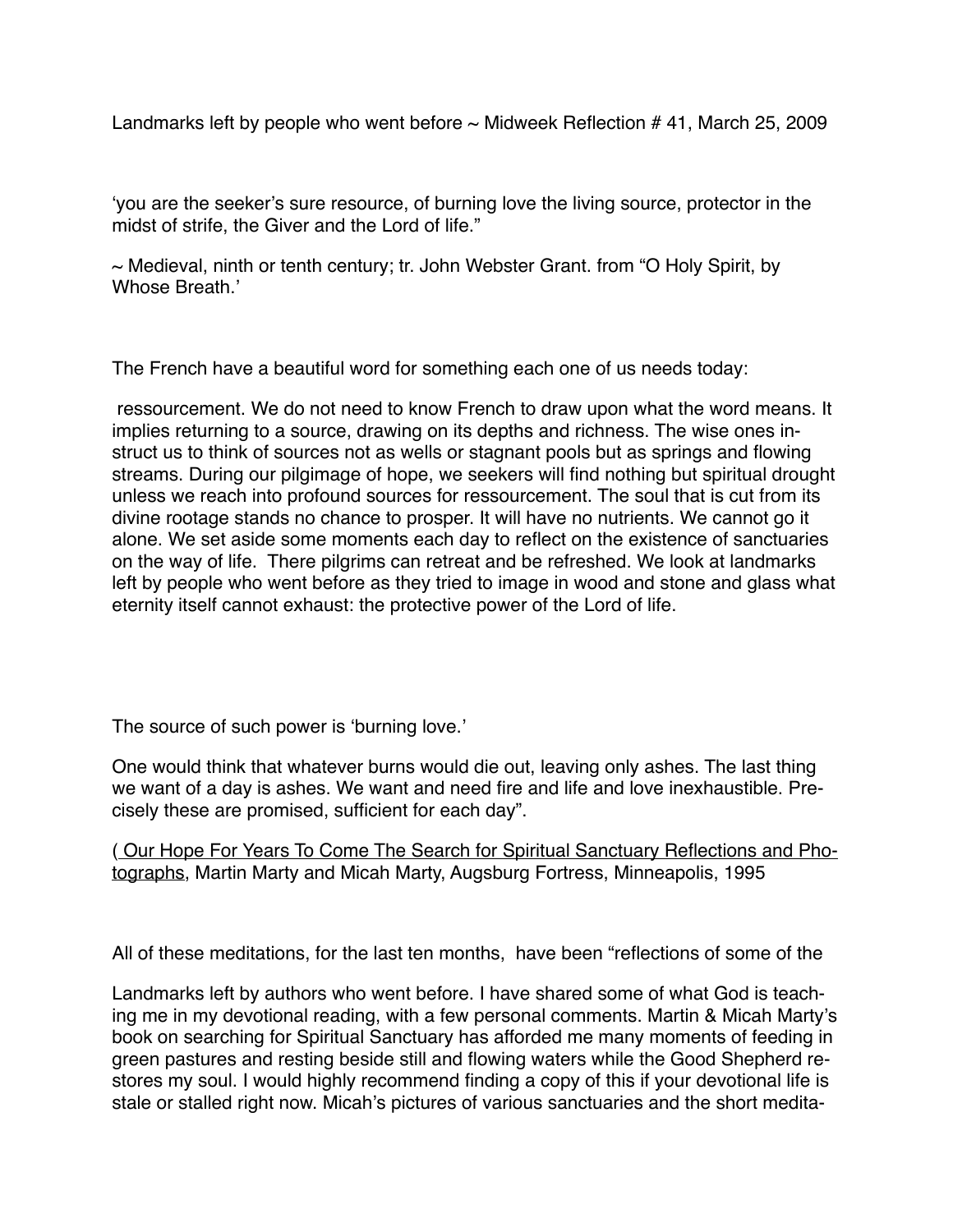Landmarks left by people who went before ~ Midweek Reflection # 41, March 25, 2009

'you are the seeker's sure resource, of burning love the living source, protector in the midst of strife, the Giver and the Lord of life."

~ Medieval, ninth or tenth century; tr. John Webster Grant. from "O Holy Spirit, by Whose Breath.'

The French have a beautiful word for something each one of us needs today:

ressourcement. We do not need to know French to draw upon what the word means. It implies returning to a source, drawing on its depths and richness. The wise ones instruct us to think of sources not as wells or stagnant pools but as springs and flowing streams. During our pilgimage of hope, we seekers will find nothing but spiritual drought unless we reach into profound sources for ressourcement. The soul that is cut from its divine rootage stands no chance to prosper. It will have no nutrients. We cannot go it alone. We set aside some moments each day to reflect on the existence of sanctuaries on the way of life. There pilgrims can retreat and be refreshed. We look at landmarks left by people who went before as they tried to image in wood and stone and glass what eternity itself cannot exhaust: the protective power of the Lord of life.

The source of such power is 'burning love.'

One would think that whatever burns would die out, leaving only ashes. The last thing we want of a day is ashes. We want and need fire and life and love inexhaustible. Precisely these are promised, sufficient for each day".

( Our Hope For Years To Come The Search for Spiritual Sanctuary Reflections and Photographs, Martin Marty and Micah Marty, Augsburg Fortress, Minneapolis, 1995

All of these meditations, for the last ten months, have been "reflections of some of the

Landmarks left by authors who went before. I have shared some of what God is teaching me in my devotional reading, with a few personal comments. Martin & Micah Marty's book on searching for Spiritual Sanctuary has afforded me many moments of feeding in green pastures and resting beside still and flowing waters while the Good Shepherd restores my soul. I would highly recommend finding a copy of this if your devotional life is stale or stalled right now. Micah's pictures of various sanctuaries and the short medita-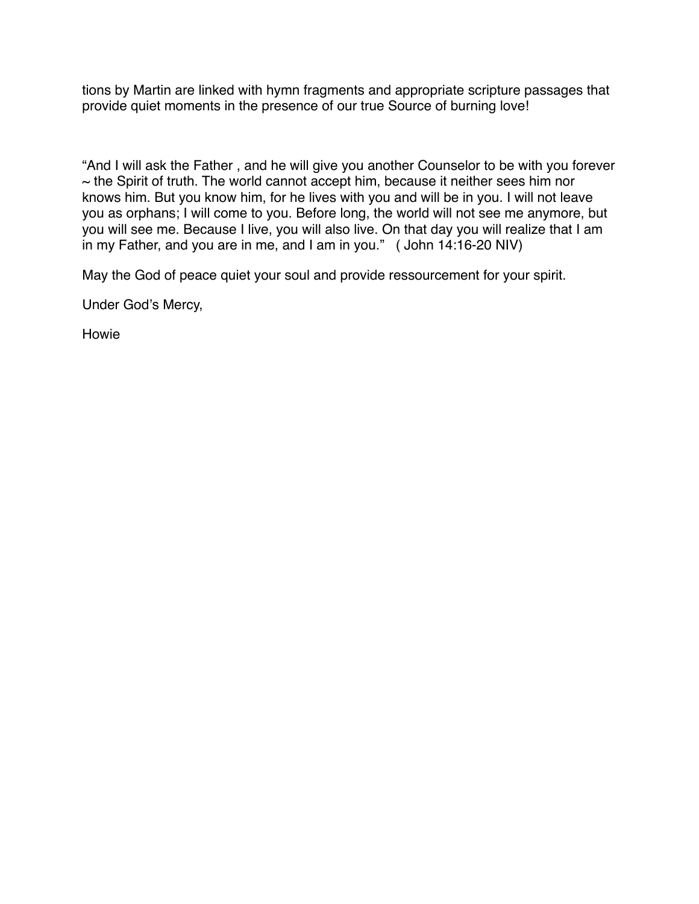tions by Martin are linked with hymn fragments and appropriate scripture passages that provide quiet moments in the presence of our true Source of burning love!

“And I will ask the Father , and he will give you another Counselor to be with you forever ~ the Spirit of truth. The world cannot accept him, because it neither sees him nor knows him. But you know him, for he lives with you and will be in you. I will not leave you as orphans; I will come to you. Before long, the world will not see me anymore, but you will see me. Because I live, you will also live. On that day you will realize that I am in my Father, and you are in me, and I am in you.” ( John 14:16-20 NIV)

May the God of peace quiet your soul and provide ressourcement for your spirit.

Under God’s Mercy,

Howie